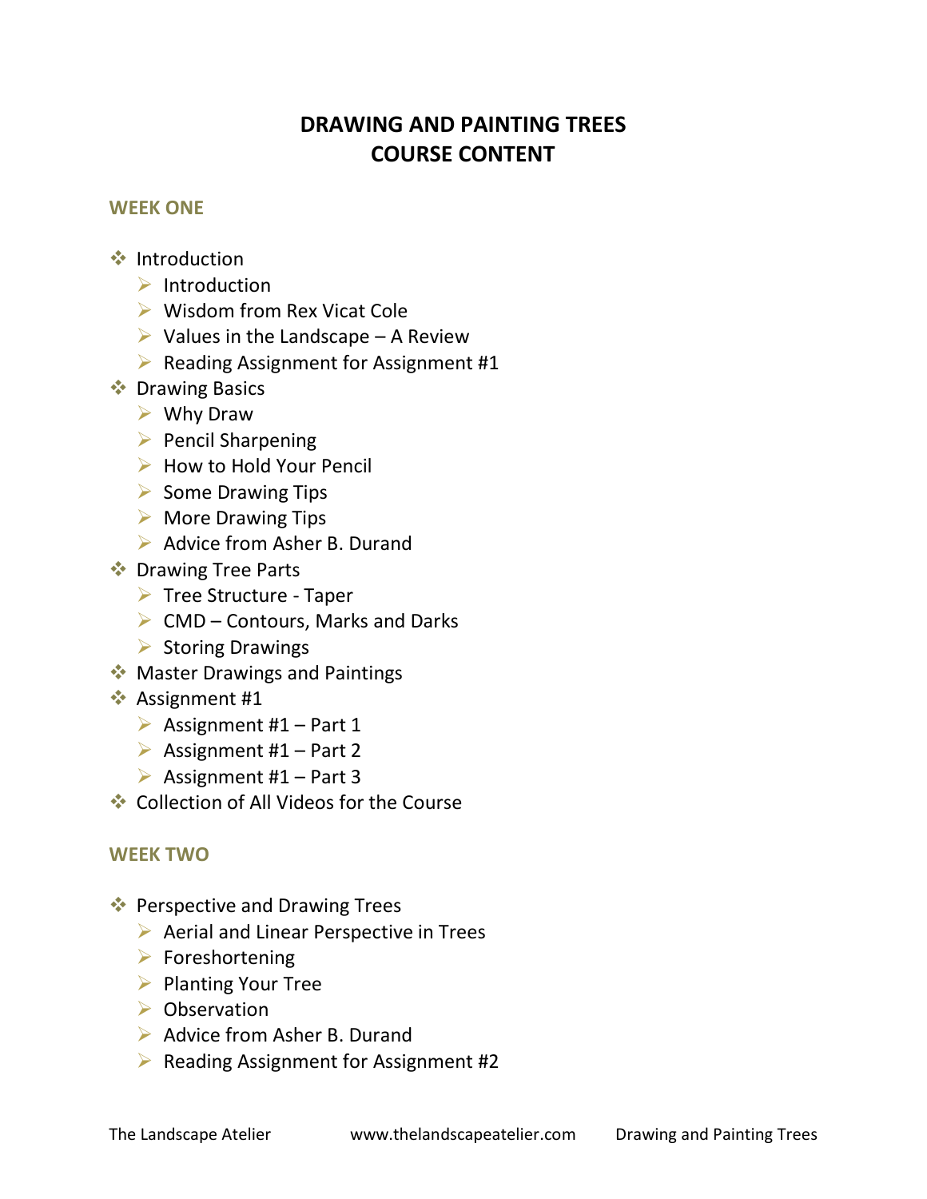# DRAWING AND PAINTING TREES
# COURSE CONTENT

## WEEK ONE

- Introduction
  - Introduction
  - Wisdom from Rex Vicat Cole
  - Values in the Landscape – A Review
  - Reading Assignment for Assignment #1
- Drawing Basics
  - Why Draw
  - Pencil Sharpening
  - How to Hold Your Pencil
  - Some Drawing Tips
  - More Drawing Tips
  - Advice from Asher B. Durand
- Drawing Tree Parts
  - Tree Structure - Taper
  - CMD – Contours, Marks and Darks
  - Storing Drawings
- Master Drawings and Paintings
- Assignment #1
  - Assignment #1 – Part 1
  - Assignment #1 – Part 2
  - Assignment #1 – Part 3
- Collection of All Videos for the Course

## WEEK TWO

- Perspective and Drawing Trees
  - Aerial and Linear Perspective in Trees
  - Foreshortening
  - Planting Your Tree
  - Observation
  - Advice from Asher B. Durand
  - Reading Assignment for Assignment #2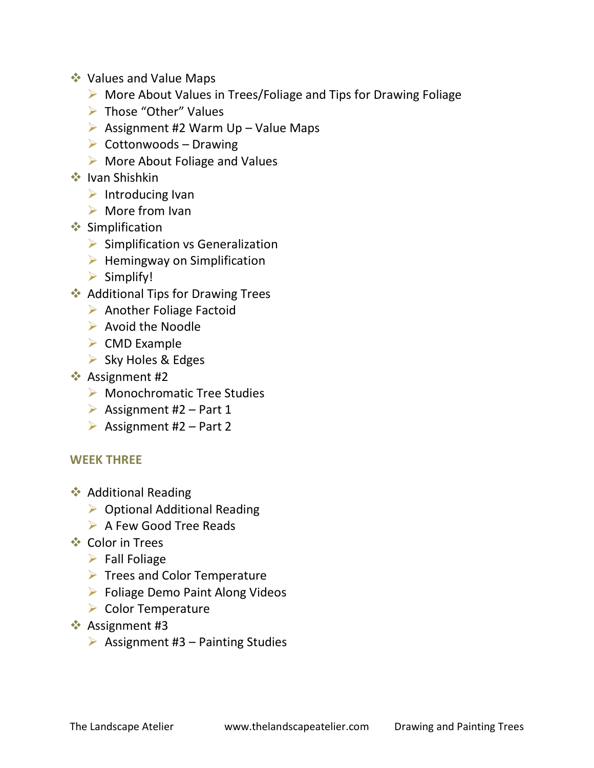- Values and Value Maps
  - More About Values in Trees/Foliage and Tips for Drawing Foliage
  - Those "Other" Values
  - Assignment #2 Warm Up – Value Maps
  - Cottonwoods – Drawing
  - More About Foliage and Values
- Ivan Shishkin
  - Introducing Ivan
  - More from Ivan
- Simplification
  - Simplification vs Generalization
  - Hemingway on Simplification
  - Simplify!
- Additional Tips for Drawing Trees
  - Another Foliage Factoid
  - Avoid the Noodle
  - CMD Example
  - Sky Holes & Edges
- Assignment #2
  - Monochromatic Tree Studies
  - Assignment #2 – Part 1
  - Assignment #2 – Part 2

## WEEK THREE

- Additional Reading
  - Optional Additional Reading
  - A Few Good Tree Reads
- Color in Trees
  - Fall Foliage
  - Trees and Color Temperature
  - Foliage Demo Paint Along Videos
  - Color Temperature
- Assignment #3
  - Assignment #3 – Painting Studies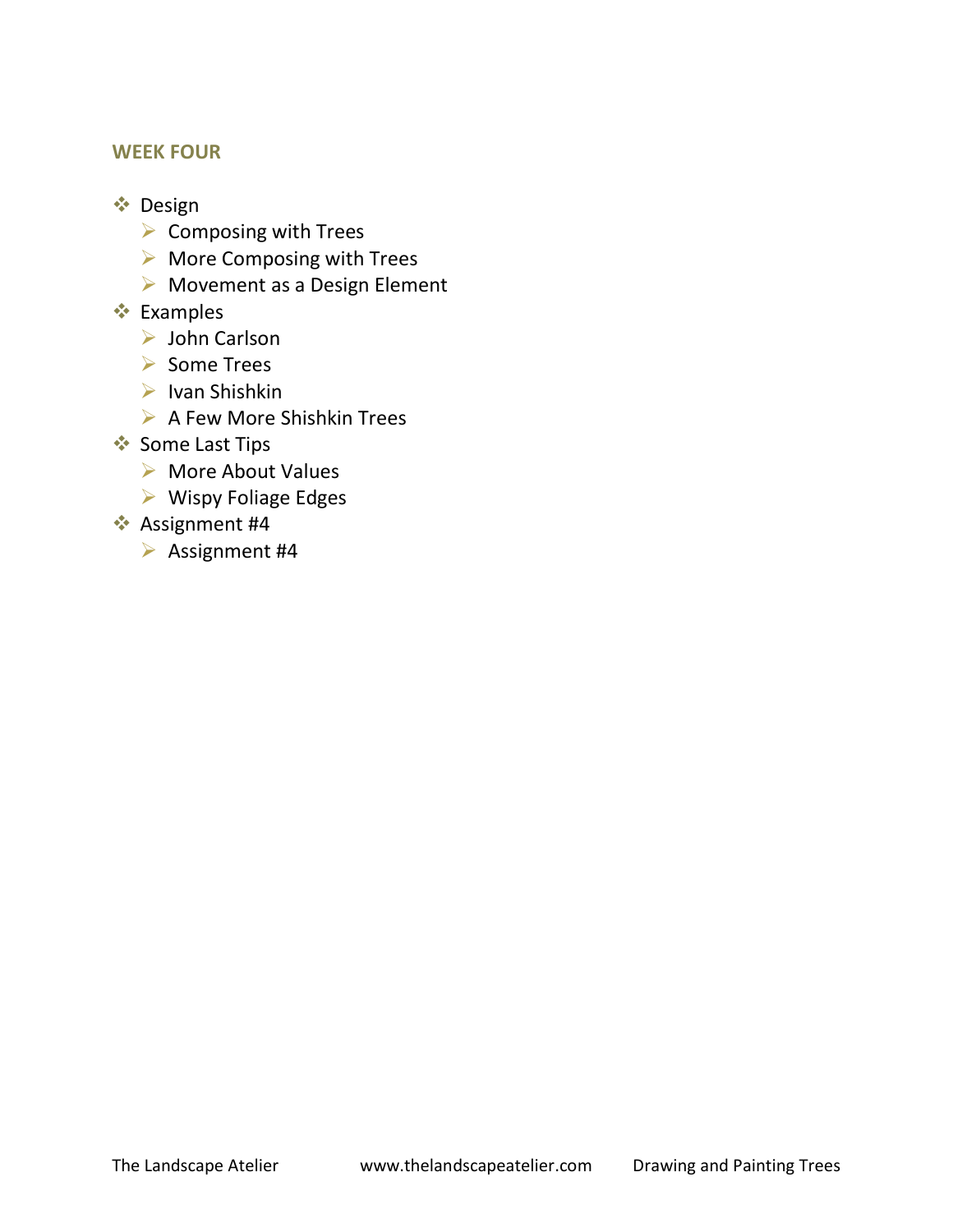## WEEK FOUR

- Design
  - Composing with Trees
  - More Composing with Trees
  - Movement as a Design Element
- Examples
  - John Carlson
  - Some Trees
  - Ivan Shishkin
  - A Few More Shishkin Trees
- Some Last Tips
  - More About Values
  - Wispy Foliage Edges
- Assignment #4
  - Assignment #4